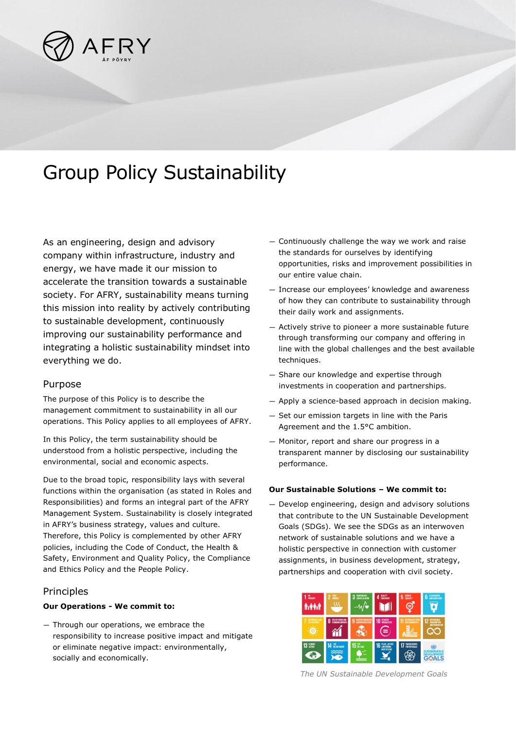# Group Policy Sustainability

As an engineering, design and advisory company within infrastructure, industry and energy, we have made it our mission to accelerate the transition towards a sustainable society. For AFRY, sustainability means turning this mission into reality by actively contributing to sustainable development, continuously improving our sustainability performance and integrating a holistic sustainability mindset into everything we do.

## Purpose

The purpose of this Policy is to describe the management commitment to sustainability in all our operations. This Policy applies to all employees of AFRY.

In this Policy, the term sustainability should be understood from a holistic perspective, including the environmental, social and economic aspects.

Due to the broad topic, responsibility lays with several functions within the organisation (as stated in Roles and Responsibilities) and forms an integral part of the AFRY Management System. Sustainability is closely integrated in AFRY's business strategy, values and culture. Therefore, this Policy is complemented by other AFRY policies, including the Code of Conduct, the Health & Safety, Environment and Quality Policy, the Compliance and Ethics Policy and the People Policy.

## Principles

**Our Operations - We commit to:**

- Through our operations, we embrace the responsibility to increase positive impact and mitigate or eliminate negative impact: environmentally, socially and economically.
- Continuously challenge the way we work and raise the standards for ourselves by identifying opportunities, risks and improvement possibilities in our entire value chain.
- Increase our employees' knowledge and awareness of how they can contribute to sustainability through their daily work and assignments.
- Actively strive to pioneer a more sustainable future through transforming our company and offering in line with the global challenges and the best available techniques.
- Share our knowledge and expertise through investments in cooperation and partnerships.
- Apply a science-based approach in decision making.
- Set our emission targets in line with the Paris Agreement and the 1.5°C ambition.
- Monitor, report and share our progress in a transparent manner by disclosing our sustainability performance.

**Our Sustainable Solutions – We commit to:**

- Develop engineering, design and advisory solutions that contribute to the UN Sustainable Development Goals (SDGs). We see the SDGs as an interwoven network of sustainable solutions and we have a holistic perspective in connection with customer assignments, in business development, strategy, partnerships and cooperation with civil society.

*The UN Sustainable Development Goals*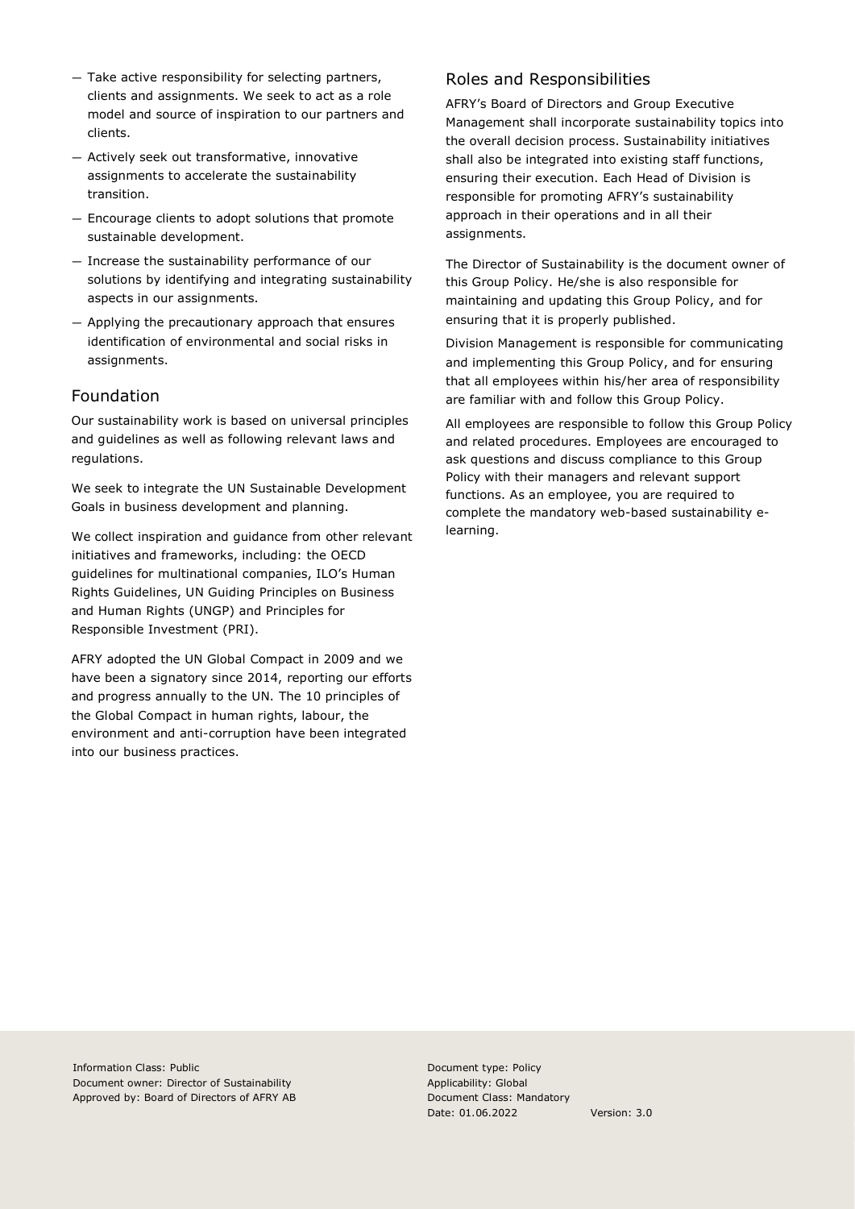- Take active responsibility for selecting partners, clients and assignments. We seek to act as a role model and source of inspiration to our partners and clients.
- Actively seek out transformative, innovative assignments to accelerate the sustainability transition.
- Encourage clients to adopt solutions that promote sustainable development.
- Increase the sustainability performance of our solutions by identifying and integrating sustainability aspects in our assignments.
- Applying the precautionary approach that ensures identification of environmental and social risks in assignments.

## Foundation

Our sustainability work is based on universal principles and guidelines as well as following relevant laws and regulations.

We seek to integrate the UN Sustainable Development Goals in business development and planning.

We collect inspiration and guidance from other relevant initiatives and frameworks, including: the OECD guidelines for multinational companies, ILO's Human Rights Guidelines, UN Guiding Principles on Business and Human Rights (UNGP) and Principles for Responsible Investment (PRI).

AFRY adopted the UN Global Compact in 2009 and we have been a signatory since 2014, reporting our efforts and progress annually to the UN. The 10 principles of the Global Compact in human rights, labour, the environment and anti-corruption have been integrated into our business practices.

## Roles and Responsibilities

AFRY's Board of Directors and Group Executive Management shall incorporate sustainability topics into the overall decision process. Sustainability initiatives shall also be integrated into existing staff functions, ensuring their execution. Each Head of Division is responsible for promoting AFRY's sustainability approach in their operations and in all their assignments.

The Director of Sustainability is the document owner of this Group Policy. He/she is also responsible for maintaining and updating this Group Policy, and for ensuring that it is properly published.

Division Management is responsible for communicating and implementing this Group Policy, and for ensuring that all employees within his/her area of responsibility are familiar with and follow this Group Policy.

All employees are responsible to follow this Group Policy and related procedures. Employees are encouraged to ask questions and discuss compliance to this Group Policy with their managers and relevant support functions. As an employee, you are required to complete the mandatory web-based sustainability e-learning.